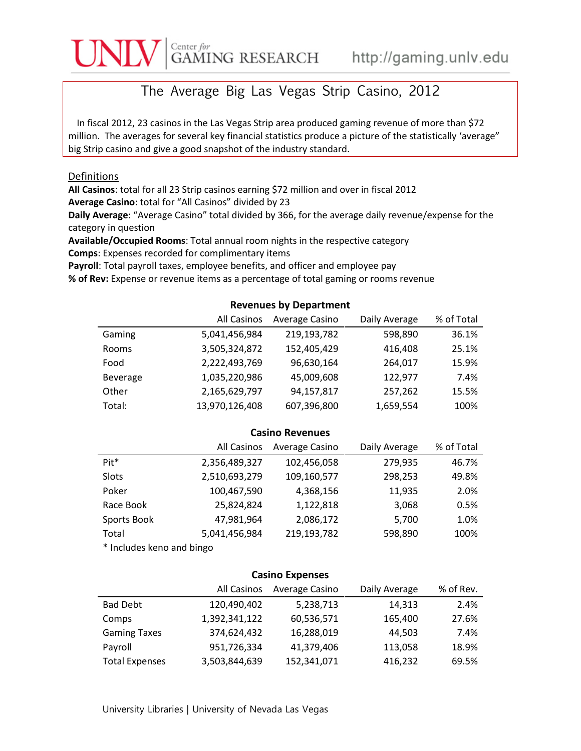# The Average Big Las Vegas Strip Casino, 2012

In fiscal 2012, 23 casinos in the Las Vegas Strip area produced gaming revenue of more than $72 million. The averages for several key financial statistics produce a picture of the statistically 'average" big Strip casino and give a good snapshot of the industry standard.

## Definitions

**All Casinos**: total for all 23 Strip casinos earning $72 million and over in fiscal 2012
**Average Casino**: total for "All Casinos" divided by 23
**Daily Average**: "Average Casino" total divided by 366, for the average daily revenue/expense for the category in question
**Available/Occupied Rooms**: Total annual room nights in the respective category
**Comps**: Expenses recorded for complimentary items
**Payroll**: Total payroll taxes, employee benefits, and officer and employee pay
**% of Rev:** Expense or revenue items as a percentage of total gaming or rooms revenue

### Revenues by Department

| | All Casinos | Average Casino | Daily Average | % of Total |
|---|---|---|---|---|
| Gaming | 5,041,456,984 | 219,193,782 | 598,890 | 36.1% |
| Rooms | 3,505,324,872 | 152,405,429 | 416,408 | 25.1% |
| Food | 2,222,493,769 | 96,630,164 | 264,017 | 15.9% |
| Beverage | 1,035,220,986 | 45,009,608 | 122,977 | 7.4% |
| Other | 2,165,629,797 | 94,157,817 | 257,262 | 15.5% |
| Total: | 13,970,126,408 | 607,396,800 | 1,659,554 | 100% |

### Casino Revenues

| | All Casinos | Average Casino | Daily Average | % of Total |
|---|---|---|---|---|
| Pit* | 2,356,489,327 | 102,456,058 | 279,935 | 46.7% |
| Slots | 2,510,693,279 | 109,160,577 | 298,253 | 49.8% |
| Poker | 100,467,590 | 4,368,156 | 11,935 | 2.0% |
| Race Book | 25,824,824 | 1,122,818 | 3,068 | 0.5% |
| Sports Book | 47,981,964 | 2,086,172 | 5,700 | 1.0% |
| Total | 5,041,456,984 | 219,193,782 | 598,890 | 100% |

* Includes keno and bingo

### Casino Expenses

| | All Casinos | Average Casino | Daily Average | % of Rev. |
|---|---|---|---|---|
| Bad Debt | 120,490,402 | 5,238,713 | 14,313 | 2.4% |
| Comps | 1,392,341,122 | 60,536,571 | 165,400 | 27.6% |
| Gaming Taxes | 374,624,432 | 16,288,019 | 44,503 | 7.4% |
| Payroll | 951,726,334 | 41,379,406 | 113,058 | 18.9% |
| Total Expenses | 3,503,844,639 | 152,341,071 | 416,232 | 69.5% |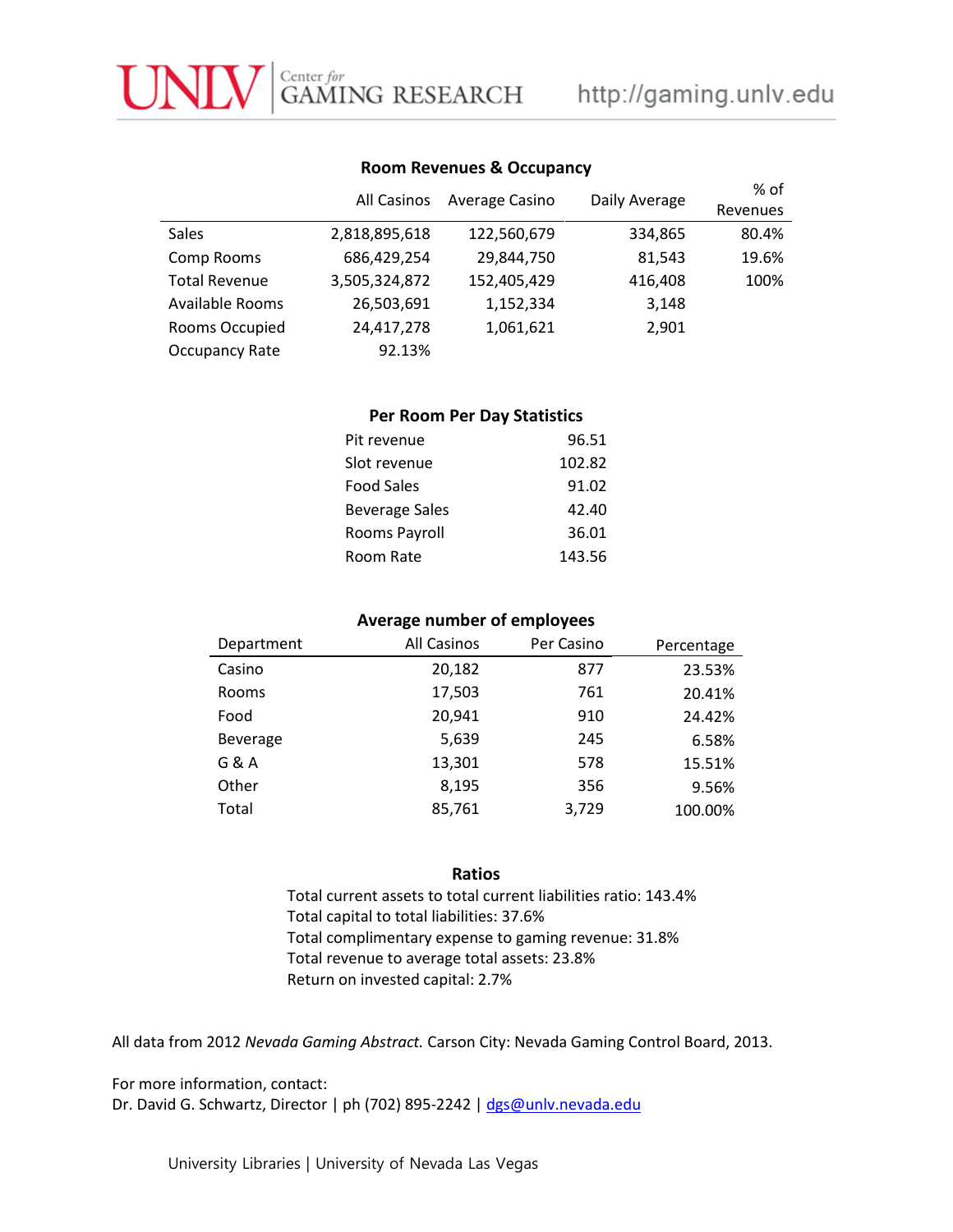## Room Revenues & Occupancy

| | All Casinos | Average Casino | Daily Average | % of Revenues |
|---|---|---|---|---|
| Sales | 2,818,895,618 | 122,560,679 | 334,865 | 80.4% |
| Comp Rooms | 686,429,254 | 29,844,750 | 81,543 | 19.6% |
| Total Revenue | 3,505,324,872 | 152,405,429 | 416,408 | 100% |
| Available Rooms | 26,503,691 | 1,152,334 | 3,148 | |
| Rooms Occupied | 24,417,278 | 1,061,621 | 2,901 | |
| Occupancy Rate | 92.13% | | | |

## Per Room Per Day Statistics

| | |
|---|---|
| Pit revenue | 96.51 |
| Slot revenue | 102.82 |
| Food Sales | 91.02 |
| Beverage Sales | 42.40 |
| Rooms Payroll | 36.01 |
| Room Rate | 143.56 |

## Average number of employees

| Department | All Casinos | Per Casino | Percentage |
|---|---|---|---|
| Casino | 20,182 | 877 | 23.53% |
| Rooms | 17,503 | 761 | 20.41% |
| Food | 20,941 | 910 | 24.42% |
| Beverage | 5,639 | 245 | 6.58% |
| G & A | 13,301 | 578 | 15.51% |
| Other | 8,195 | 356 | 9.56% |
| Total | 85,761 | 3,729 | 100.00% |

## Ratios

Total current assets to total current liabilities ratio: 143.4%
Total capital to total liabilities: 37.6%
Total complimentary expense to gaming revenue: 31.8%
Total revenue to average total assets: 23.8%
Return on invested capital: 2.7%

All data from 2012 *Nevada Gaming Abstract.* Carson City: Nevada Gaming Control Board, 2013.

For more information, contact:
Dr. David G. Schwartz, Director | ph (702) 895-2242 | dgs@unlv.nevada.edu